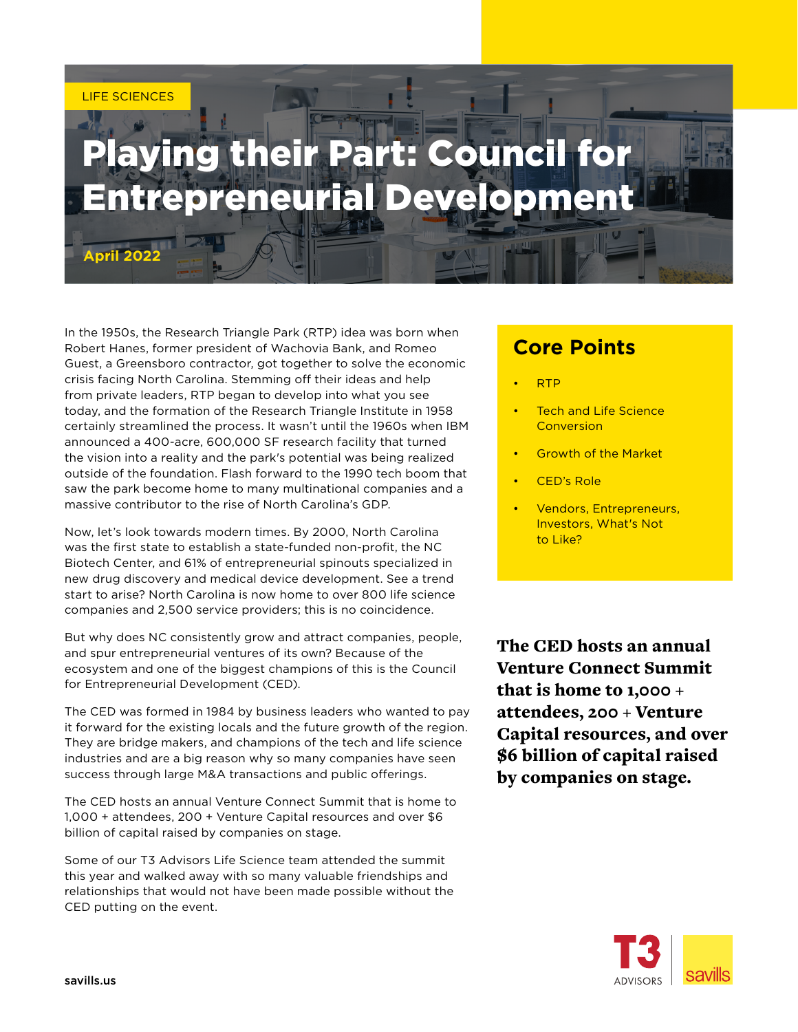LIFE SCIENCES

# Playing their Part: Council for Entrepreneurial Development

**April 2022**

In the 1950s, the Research Triangle Park (RTP) idea was born when Robert Hanes, former president of Wachovia Bank, and Romeo Guest, a Greensboro contractor, got together to solve the economic crisis facing North Carolina. Stemming off their ideas and help from private leaders, RTP began to develop into what you see today, and the formation of the Research Triangle Institute in 1958 certainly streamlined the process. It wasn't until the 1960s when IBM announced a 400-acre, 600,000 SF research facility that turned the vision into a reality and the park's potential was being realized outside of the foundation. Flash forward to the 1990 tech boom that saw the park become home to many multinational companies and a massive contributor to the rise of North Carolina's GDP.

Now, let's look towards modern times. By 2000, North Carolina was the first state to establish a state-funded non-profit, the NC Biotech Center, and 61% of entrepreneurial spinouts specialized in new drug discovery and medical device development. See a trend start to arise? North Carolina is now home to over 800 life science companies and 2,500 service providers; this is no coincidence.

But why does NC consistently grow and attract companies, people, and spur entrepreneurial ventures of its own? Because of the ecosystem and one of the biggest champions of this is the Council for Entrepreneurial Development (CED).

The CED was formed in 1984 by business leaders who wanted to pay it forward for the existing locals and the future growth of the region. They are bridge makers, and champions of the tech and life science industries and are a big reason why so many companies have seen success through large M&A transactions and public offerings.

The CED hosts an annual Venture Connect Summit that is home to 1,000 + attendees, 200 + Venture Capital resources and over $6 billion of capital raised by companies on stage.

Some of our T3 Advisors Life Science team attended the summit this year and walked away with so many valuable friendships and relationships that would not have been made possible without the CED putting on the event.

## Core Points

- RTP
- Tech and Life Science Conversion
- Growth of the Market
- CED's Role
- Vendors, Entrepreneurs, Investors, What's Not to Like?

**The CED hosts an annual Venture Connect Summit that is home to 1,000 + attendees, 200 + Venture Capital resources, and over $6 billion of capital raised by companies on stage.**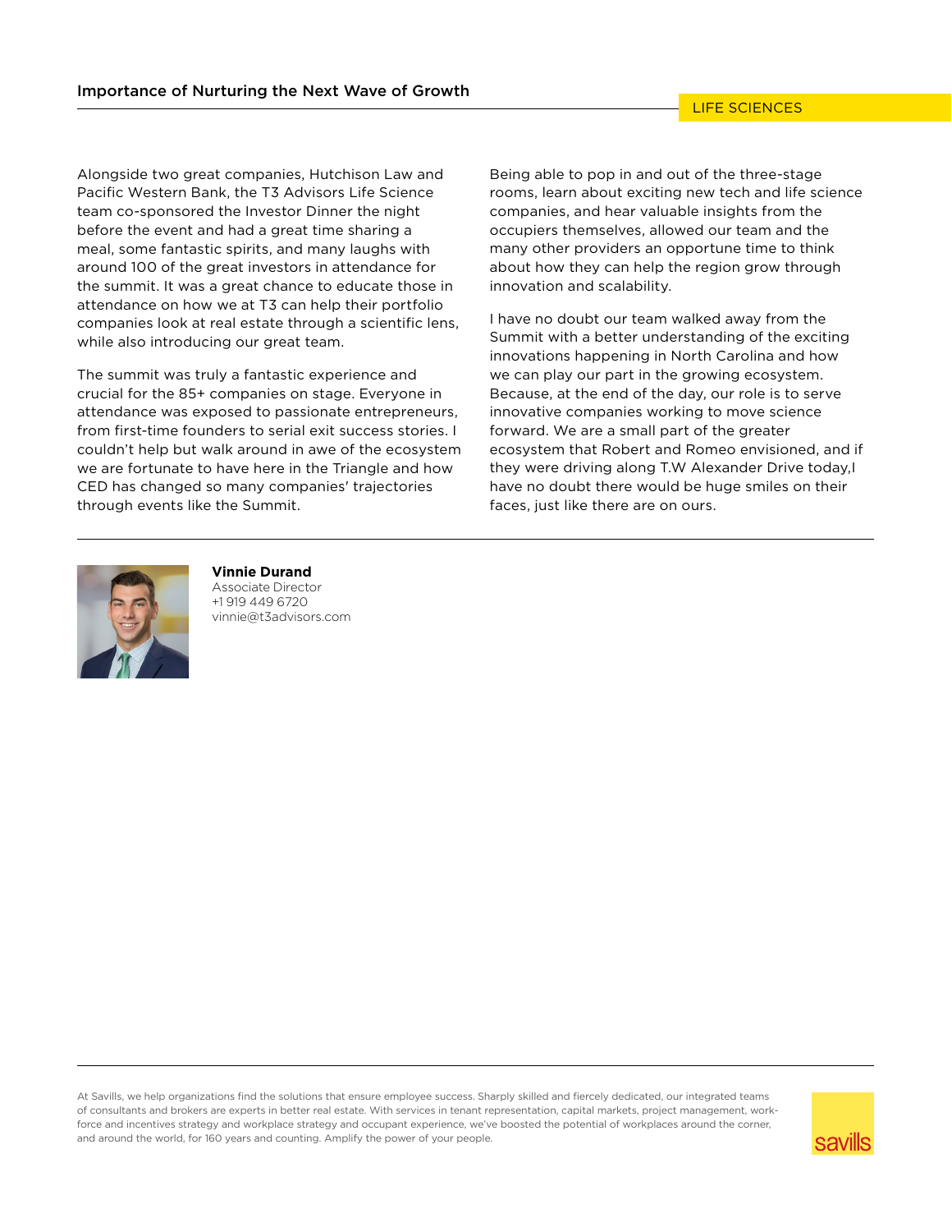Alongside two great companies, Hutchison Law and Pacific Western Bank, the T3 Advisors Life Science team co-sponsored the Investor Dinner the night before the event and had a great time sharing a meal, some fantastic spirits, and many laughs with around 100 of the great investors in attendance for the summit. It was a great chance to educate those in attendance on how we at T3 can help their portfolio companies look at real estate through a scientific lens, while also introducing our great team.

The summit was truly a fantastic experience and crucial for the 85+ companies on stage. Everyone in attendance was exposed to passionate entrepreneurs, from first-time founders to serial exit success stories. I couldn't help but walk around in awe of the ecosystem we are fortunate to have here in the Triangle and how CED has changed so many companies' trajectories through events like the Summit.

Being able to pop in and out of the three-stage rooms, learn about exciting new tech and life science companies, and hear valuable insights from the occupiers themselves, allowed our team and the many other providers an opportune time to think about how they can help the region grow through innovation and scalability.

I have no doubt our team walked away from the Summit with a better understanding of the exciting innovations happening in North Carolina and how we can play our part in the growing ecosystem. Because, at the end of the day, our role is to serve innovative companies working to move science forward. We are a small part of the greater ecosystem that Robert and Romeo envisioned, and if they were driving along T.W Alexander Drive today,I have no doubt there would be huge smiles on their faces, just like there are on ours.

---

**Vinnie Durand**
Associate Director
+1 919 449 6720
vinnie@t3advisors.com

---

At Savills, we help organizations find the solutions that ensure employee success. Sharply skilled and fiercely dedicated, our integrated teams of consultants and brokers are experts in better real estate. With services in tenant representation, capital markets, project management, workforce and incentives strategy and workplace strategy and occupant experience, we've boosted the potential of workplaces around the corner, and around the world, for 160 years and counting. Amplify the power of your people.

savills